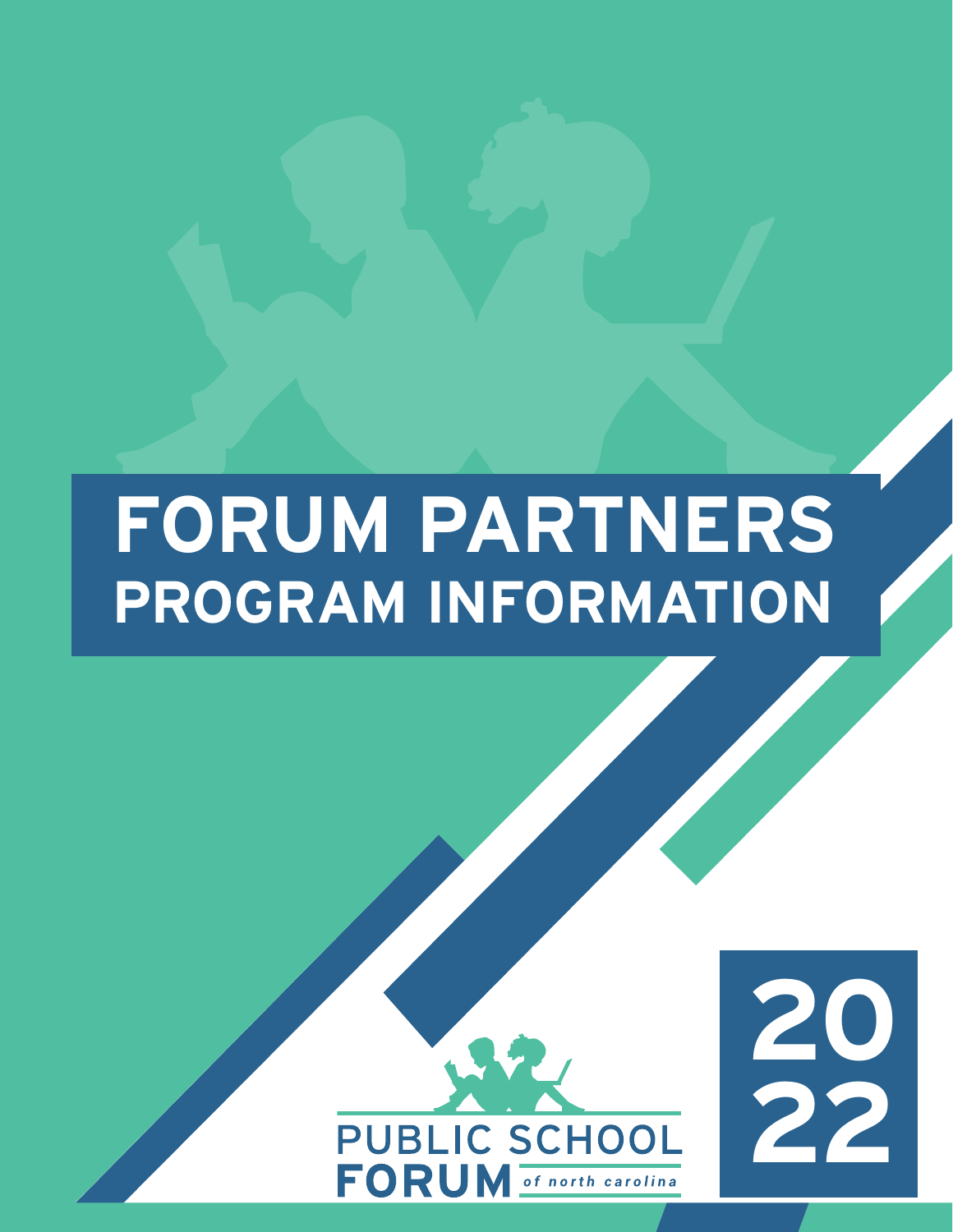# FORUM PARTNERS
## PROGRAM INFORMATION

PUBLIC SCHOOL FORUM of north carolina

2022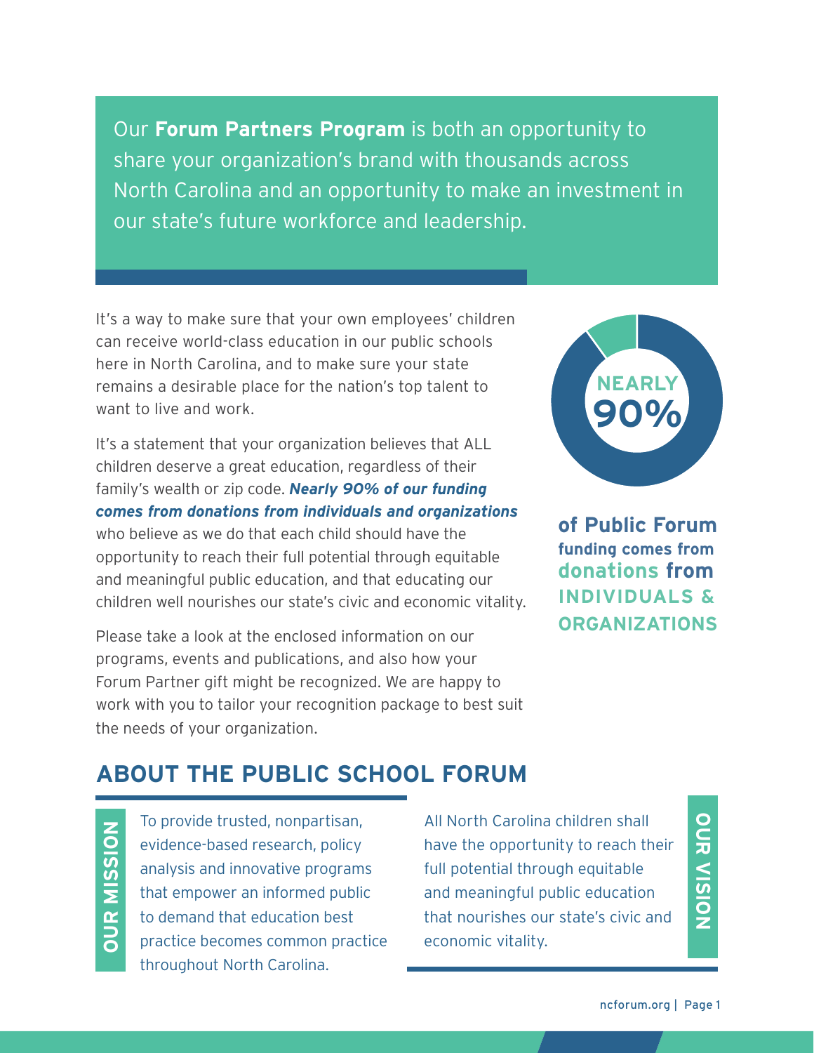Our **Forum Partners Program** is both an opportunity to share your organization's brand with thousands across North Carolina and an opportunity to make an investment in our state's future workforce and leadership.

It's a way to make sure that your own employees' children can receive world-class education in our public schools here in North Carolina, and to make sure your state remains a desirable place for the nation's top talent to want to live and work.

It's a statement that your organization believes that ALL children deserve a great education, regardless of their family's wealth or zip code. ***Nearly 90% of our funding comes from donations from individuals and organizations*** who believe as we do that each child should have the opportunity to reach their full potential through equitable and meaningful public education, and that educating our children well nourishes our state's civic and economic vitality.

**NEARLY 90% of Public Forum funding comes from donations from INDIVIDUALS & ORGANIZATIONS**

Please take a look at the enclosed information on our programs, events and publications, and also how your Forum Partner gift might be recognized. We are happy to work with you to tailor your recognition package to best suit the needs of your organization.

## ABOUT THE PUBLIC SCHOOL FORUM

**OUR MISSION**

To provide trusted, nonpartisan, evidence-based research, policy analysis and innovative programs that empower an informed public to demand that education best practice becomes common practice throughout North Carolina.

**OUR VISION**

All North Carolina children shall have the opportunity to reach their full potential through equitable and meaningful public education that nourishes our state's civic and economic vitality.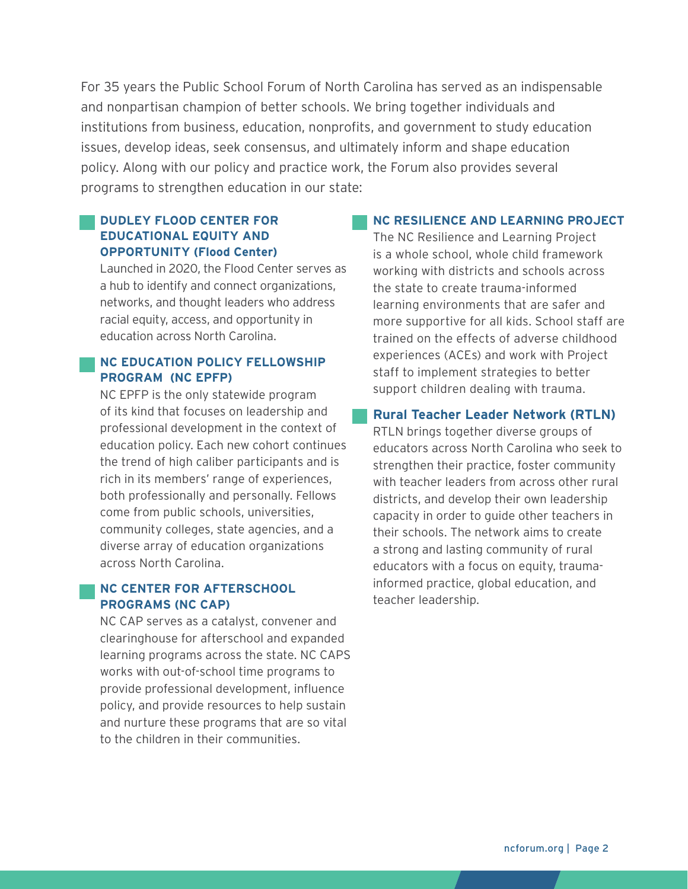For 35 years the Public School Forum of North Carolina has served as an indispensable and nonpartisan champion of better schools. We bring together individuals and institutions from business, education, nonprofits, and government to study education issues, develop ideas, seek consensus, and ultimately inform and shape education policy. Along with our policy and practice work, the Forum also provides several programs to strengthen education in our state:

### DUDLEY FLOOD CENTER FOR EDUCATIONAL EQUITY AND OPPORTUNITY (Flood Center)

Launched in 2020, the Flood Center serves as a hub to identify and connect organizations, networks, and thought leaders who address racial equity, access, and opportunity in education across North Carolina.

### NC EDUCATION POLICY FELLOWSHIP PROGRAM (NC EPFP)

NC EPFP is the only statewide program of its kind that focuses on leadership and professional development in the context of education policy. Each new cohort continues the trend of high caliber participants and is rich in its members' range of experiences, both professionally and personally. Fellows come from public schools, universities, community colleges, state agencies, and a diverse array of education organizations across North Carolina.

### NC CENTER FOR AFTERSCHOOL PROGRAMS (NC CAP)

NC CAP serves as a catalyst, convener and clearinghouse for afterschool and expanded learning programs across the state. NC CAPS works with out-of-school time programs to provide professional development, influence policy, and provide resources to help sustain and nurture these programs that are so vital to the children in their communities.

### NC RESILIENCE AND LEARNING PROJECT

The NC Resilience and Learning Project is a whole school, whole child framework working with districts and schools across the state to create trauma-informed learning environments that are safer and more supportive for all kids. School staff are trained on the effects of adverse childhood experiences (ACEs) and work with Project staff to implement strategies to better support children dealing with trauma.

### Rural Teacher Leader Network (RTLN)

RTLN brings together diverse groups of educators across North Carolina who seek to strengthen their practice, foster community with teacher leaders from across other rural districts, and develop their own leadership capacity in order to guide other teachers in their schools. The network aims to create a strong and lasting community of rural educators with a focus on equity, trauma-informed practice, global education, and teacher leadership.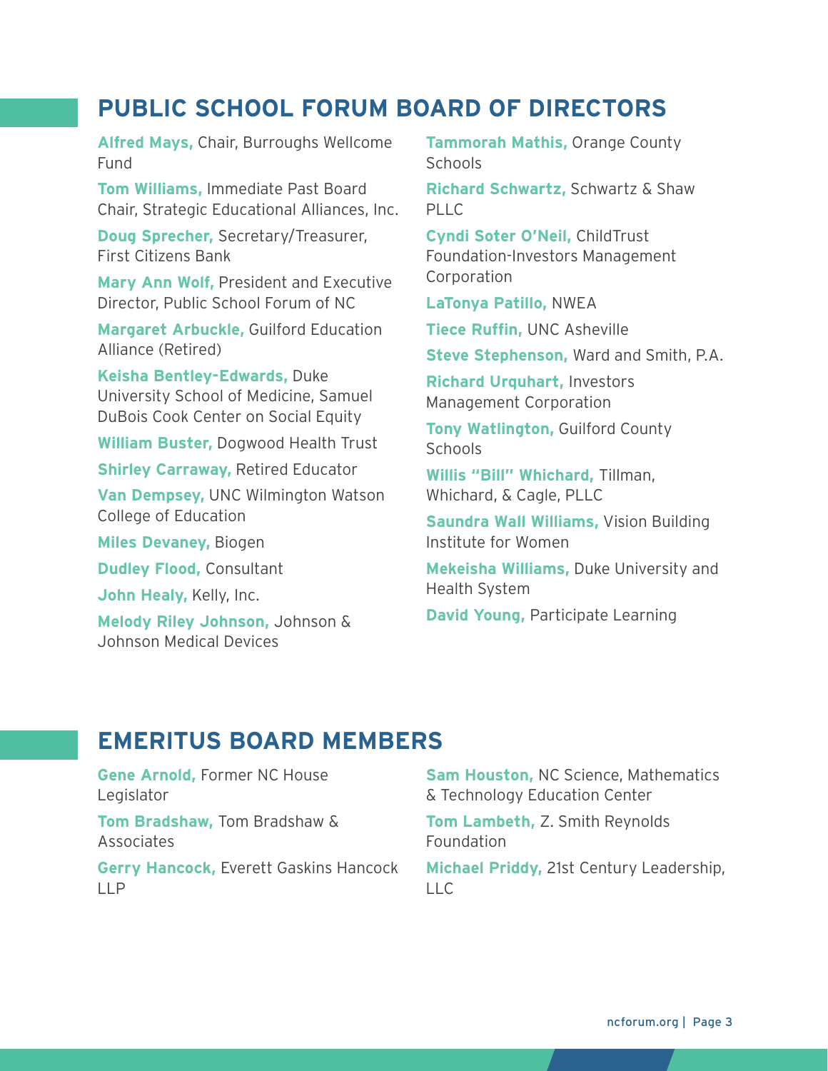## PUBLIC SCHOOL FORUM BOARD OF DIRECTORS

**Alfred Mays,** Chair, Burroughs Wellcome Fund

**Tom Williams,** Immediate Past Board Chair, Strategic Educational Alliances, Inc.

**Doug Sprecher,** Secretary/Treasurer, First Citizens Bank

**Mary Ann Wolf,** President and Executive Director, Public School Forum of NC

**Margaret Arbuckle,** Guilford Education Alliance (Retired)

**Keisha Bentley-Edwards,** Duke University School of Medicine, Samuel DuBois Cook Center on Social Equity

**William Buster,** Dogwood Health Trust

**Shirley Carraway,** Retired Educator

**Van Dempsey,** UNC Wilmington Watson College of Education

**Miles Devaney,** Biogen

**Dudley Flood,** Consultant

**John Healy,** Kelly, Inc.

**Melody Riley Johnson,** Johnson & Johnson Medical Devices

**Tammorah Mathis,** Orange County Schools

**Richard Schwartz,** Schwartz & Shaw PLLC

**Cyndi Soter O'Neil,** ChildTrust Foundation-Investors Management Corporation

**LaTonya Patillo,** NWEA

**Tiece Ruffin,** UNC Asheville

**Steve Stephenson,** Ward and Smith, P.A.

**Richard Urquhart,** Investors Management Corporation

**Tony Watlington,** Guilford County Schools

**Willis "Bill" Whichard,** Tillman, Whichard, & Cagle, PLLC

**Saundra Wall Williams,** Vision Building Institute for Women

**Mekeisha Williams,** Duke University and Health System

**David Young,** Participate Learning

## EMERITUS BOARD MEMBERS

**Gene Arnold,** Former NC House Legislator

**Tom Bradshaw,** Tom Bradshaw & Associates

**Gerry Hancock,** Everett Gaskins Hancock LLP

**Sam Houston,** NC Science, Mathematics & Technology Education Center

**Tom Lambeth,** Z. Smith Reynolds Foundation

**Michael Priddy,** 21st Century Leadership, LLC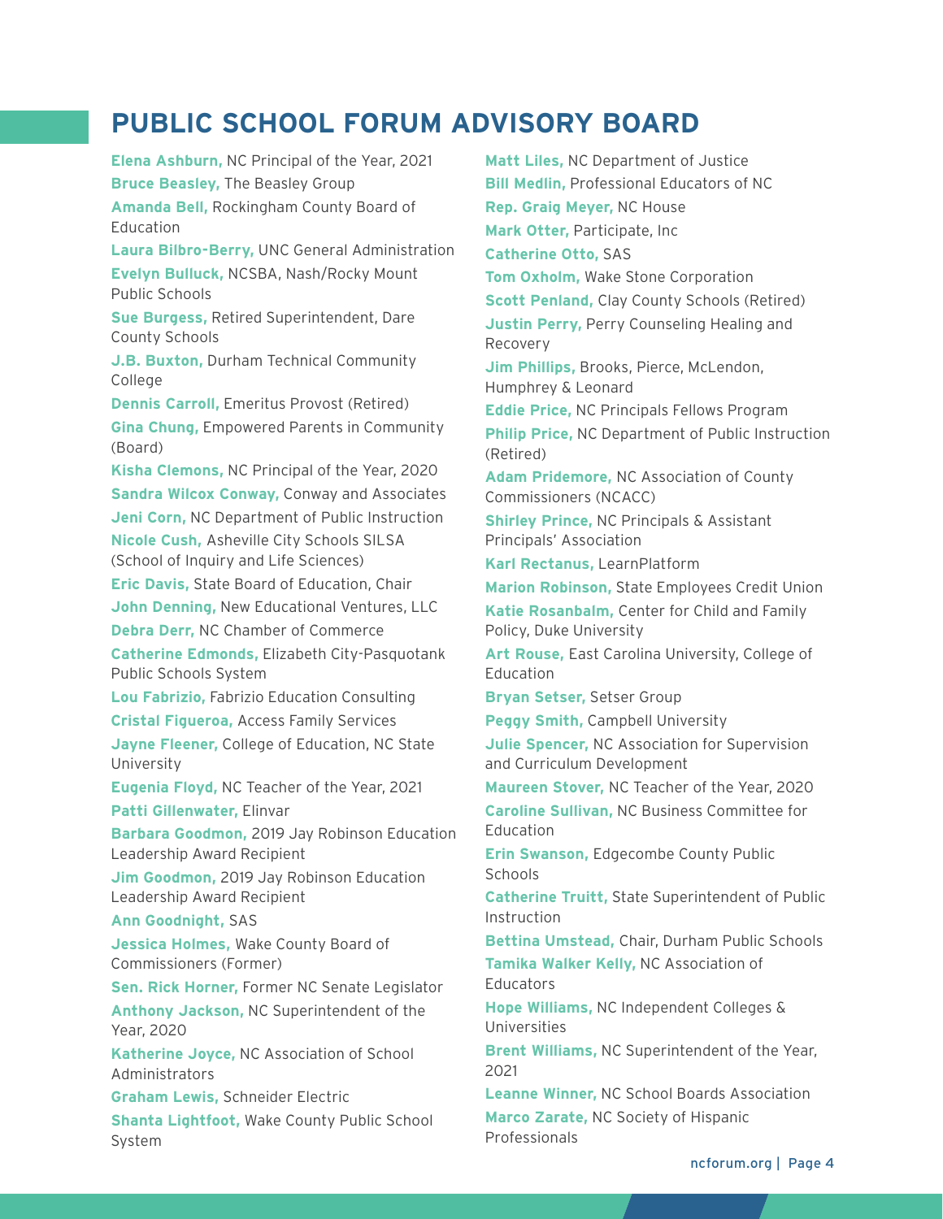# PUBLIC SCHOOL FORUM ADVISORY BOARD

**Elena Ashburn,** NC Principal of the Year, 2021
**Bruce Beasley,** The Beasley Group
**Amanda Bell,** Rockingham County Board of Education
**Laura Bilbro-Berry,** UNC General Administration
**Evelyn Bulluck,** NCSBA, Nash/Rocky Mount Public Schools
**Sue Burgess,** Retired Superintendent, Dare County Schools
**J.B. Buxton,** Durham Technical Community College
**Dennis Carroll,** Emeritus Provost (Retired)
**Gina Chung,** Empowered Parents in Community (Board)
**Kisha Clemons,** NC Principal of the Year, 2020
**Sandra Wilcox Conway,** Conway and Associates
**Jeni Corn,** NC Department of Public Instruction
**Nicole Cush,** Asheville City Schools SILSA (School of Inquiry and Life Sciences)
**Eric Davis,** State Board of Education, Chair
**John Denning,** New Educational Ventures, LLC
**Debra Derr,** NC Chamber of Commerce
**Catherine Edmonds,** Elizabeth City-Pasquotank Public Schools System
**Lou Fabrizio,** Fabrizio Education Consulting
**Cristal Figueroa,** Access Family Services
**Jayne Fleener,** College of Education, NC State University
**Eugenia Floyd,** NC Teacher of the Year, 2021
**Patti Gillenwater,** Elinvar
**Barbara Goodmon,** 2019 Jay Robinson Education Leadership Award Recipient
**Jim Goodmon,** 2019 Jay Robinson Education Leadership Award Recipient
**Ann Goodnight,** SAS
**Jessica Holmes,** Wake County Board of Commissioners (Former)
**Sen. Rick Horner,** Former NC Senate Legislator
**Anthony Jackson,** NC Superintendent of the Year, 2020
**Katherine Joyce,** NC Association of School Administrators
**Graham Lewis,** Schneider Electric
**Shanta Lightfoot,** Wake County Public School System
**Matt Liles,** NC Department of Justice
**Bill Medlin,** Professional Educators of NC
**Rep. Graig Meyer,** NC House
**Mark Otter,** Participate, Inc
**Catherine Otto,** SAS
**Tom Oxholm,** Wake Stone Corporation
**Scott Penland,** Clay County Schools (Retired)
**Justin Perry,** Perry Counseling Healing and Recovery
**Jim Phillips,** Brooks, Pierce, McLendon, Humphrey & Leonard
**Eddie Price,** NC Principals Fellows Program
**Philip Price,** NC Department of Public Instruction (Retired)
**Adam Pridemore,** NC Association of County Commissioners (NCACC)
**Shirley Prince,** NC Principals & Assistant Principals' Association
**Karl Rectanus,** LearnPlatform
**Marion Robinson,** State Employees Credit Union
**Katie Rosanbalm,** Center for Child and Family Policy, Duke University
**Art Rouse,** East Carolina University, College of Education
**Bryan Setser,** Setser Group
**Peggy Smith,** Campbell University
**Julie Spencer,** NC Association for Supervision and Curriculum Development
**Maureen Stover,** NC Teacher of the Year, 2020
**Caroline Sullivan,** NC Business Committee for Education
**Erin Swanson,** Edgecombe County Public Schools
**Catherine Truitt,** State Superintendent of Public Instruction
**Bettina Umstead,** Chair, Durham Public Schools
**Tamika Walker Kelly,** NC Association of Educators
**Hope Williams,** NC Independent Colleges & Universities
**Brent Williams,** NC Superintendent of the Year, 2021
**Leanne Winner,** NC School Boards Association
**Marco Zarate,** NC Society of Hispanic Professionals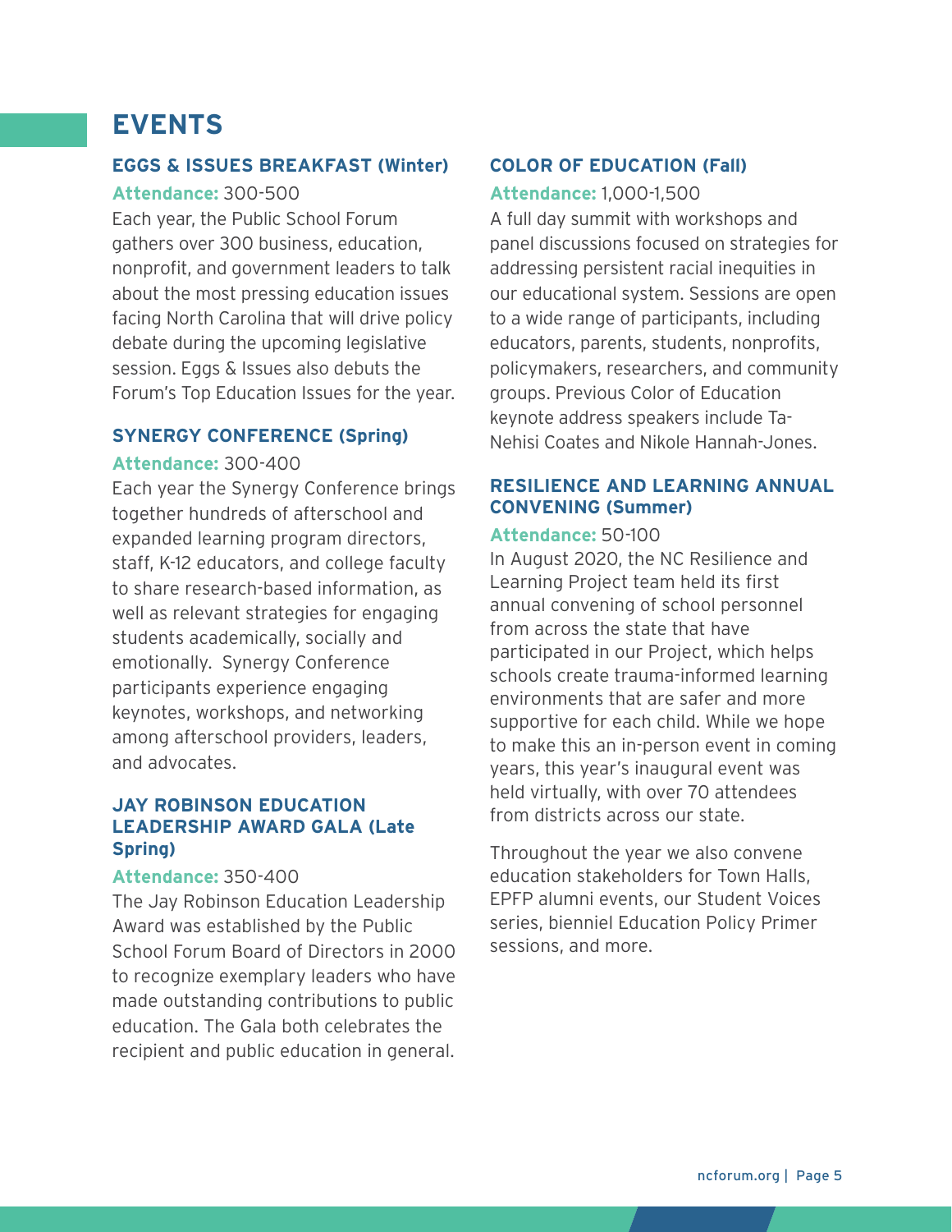# EVENTS

## EGGS & ISSUES BREAKFAST (Winter)

**Attendance:** 300-500

Each year, the Public School Forum gathers over 300 business, education, nonprofit, and government leaders to talk about the most pressing education issues facing North Carolina that will drive policy debate during the upcoming legislative session. Eggs & Issues also debuts the Forum's Top Education Issues for the year.

## SYNERGY CONFERENCE (Spring)

**Attendance:** 300-400

Each year the Synergy Conference brings together hundreds of afterschool and expanded learning program directors, staff, K-12 educators, and college faculty to share research-based information, as well as relevant strategies for engaging students academically, socially and emotionally. Synergy Conference participants experience engaging keynotes, workshops, and networking among afterschool providers, leaders, and advocates.

## JAY ROBINSON EDUCATION LEADERSHIP AWARD GALA (Late Spring)

**Attendance:** 350-400

The Jay Robinson Education Leadership Award was established by the Public School Forum Board of Directors in 2000 to recognize exemplary leaders who have made outstanding contributions to public education. The Gala both celebrates the recipient and public education in general.

## COLOR OF EDUCATION (Fall)

**Attendance:** 1,000-1,500

A full day summit with workshops and panel discussions focused on strategies for addressing persistent racial inequities in our educational system. Sessions are open to a wide range of participants, including educators, parents, students, nonprofits, policymakers, researchers, and community groups. Previous Color of Education keynote address speakers include Ta-Nehisi Coates and Nikole Hannah-Jones.

## RESILIENCE AND LEARNING ANNUAL CONVENING (Summer)

**Attendance:** 50-100

In August 2020, the NC Resilience and Learning Project team held its first annual convening of school personnel from across the state that have participated in our Project, which helps schools create trauma-informed learning environments that are safer and more supportive for each child. While we hope to make this an in-person event in coming years, this year's inaugural event was held virtually, with over 70 attendees from districts across our state.

Throughout the year we also convene education stakeholders for Town Halls, EPFP alumni events, our Student Voices series, bienniel Education Policy Primer sessions, and more.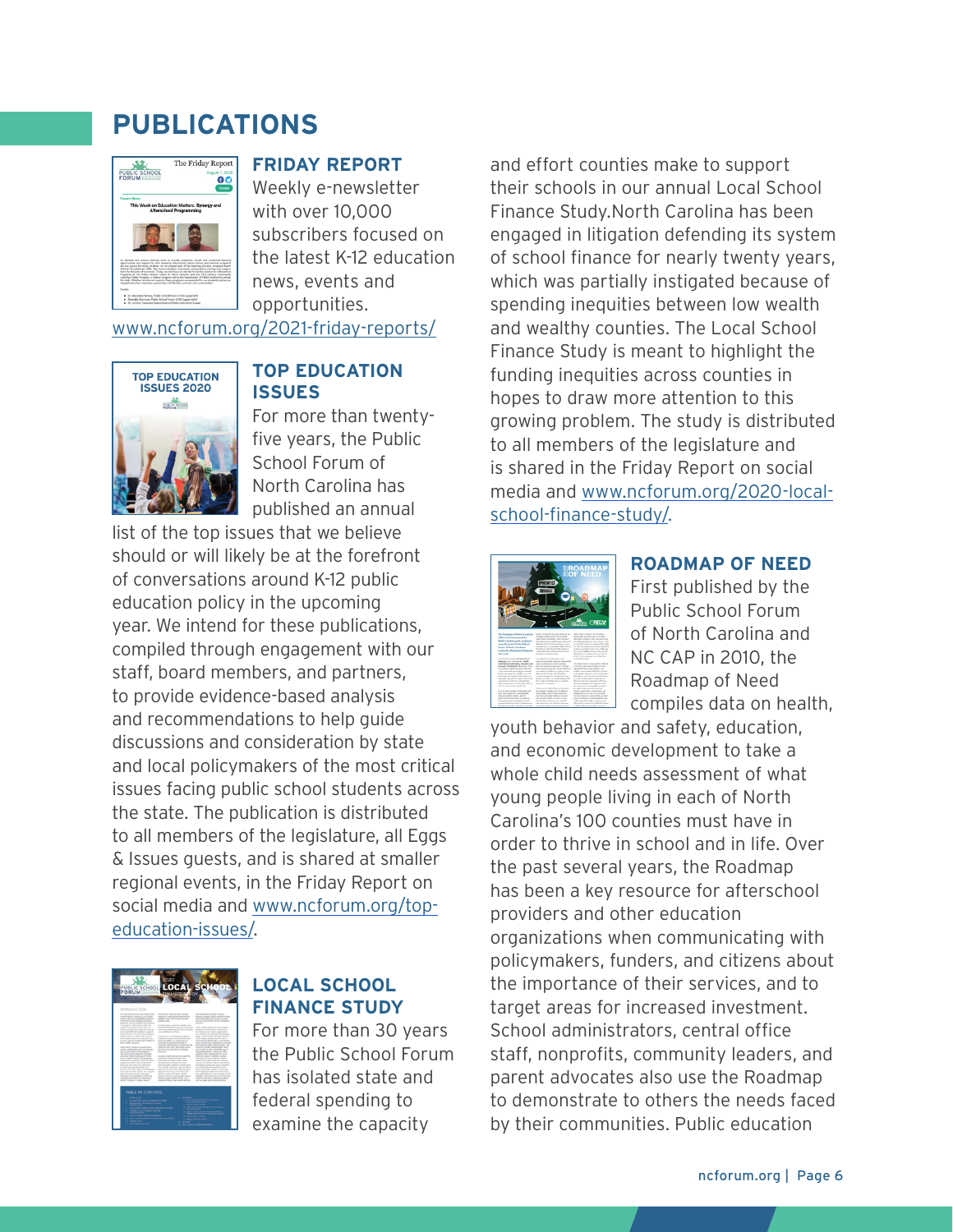# PUBLICATIONS

## FRIDAY REPORT

Weekly e-newsletter with over 10,000 subscribers focused on the latest K-12 education news, events and opportunities.

www.ncforum.org/2021-friday-reports/

## TOP EDUCATION ISSUES

For more than twenty-five years, the Public School Forum of North Carolina has published an annual list of the top issues that we believe should or will likely be at the forefront of conversations around K-12 public education policy in the upcoming year. We intend for these publications, compiled through engagement with our staff, board members, and partners, to provide evidence-based analysis and recommendations to help guide discussions and consideration by state and local policymakers of the most critical issues facing public school students across the state. The publication is distributed to all members of the legislature, all Eggs & Issues guests, and is shared at smaller regional events, in the Friday Report on social media and www.ncforum.org/top-education-issues/.

## LOCAL SCHOOL FINANCE STUDY

For more than 30 years the Public School Forum has isolated state and federal spending to examine the capacity and effort counties make to support their schools in our annual Local School Finance Study.North Carolina has been engaged in litigation defending its system of school finance for nearly twenty years, which was partially instigated because of spending inequities between low wealth and wealthy counties. The Local School Finance Study is meant to highlight the funding inequities across counties in hopes to draw more attention to this growing problem. The study is distributed to all members of the legislature and is shared in the Friday Report on social media and www.ncforum.org/2020-local-school-finance-study/.

## ROADMAP OF NEED

First published by the Public School Forum of North Carolina and NC CAP in 2010, the Roadmap of Need compiles data on health, youth behavior and safety, education, and economic development to take a whole child needs assessment of what young people living in each of North Carolina's 100 counties must have in order to thrive in school and in life. Over the past several years, the Roadmap has been a key resource for afterschool providers and other education organizations when communicating with policymakers, funders, and citizens about the importance of their services, and to target areas for increased investment. School administrators, central office staff, nonprofits, community leaders, and parent advocates also use the Roadmap to demonstrate to others the needs faced by their communities. Public education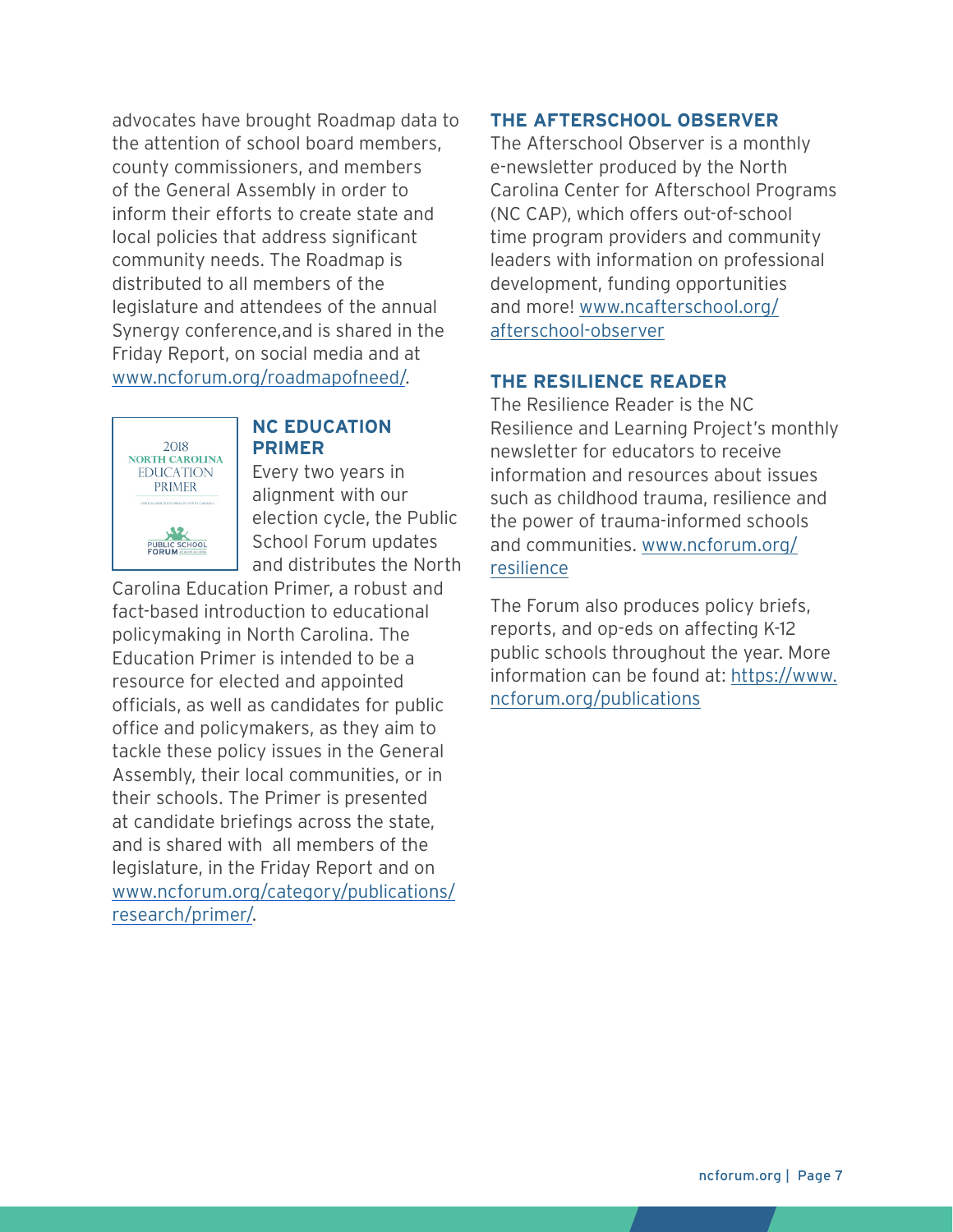advocates have brought Roadmap data to the attention of school board members, county commissioners, and members of the General Assembly in order to inform their efforts to create state and local policies that address significant community needs. The Roadmap is distributed to all members of the legislature and attendees of the annual Synergy conference,and is shared in the Friday Report, on social media and at www.ncforum.org/roadmapofneed/.

### NC EDUCATION PRIMER

Every two years in alignment with our election cycle, the Public School Forum updates and distributes the North Carolina Education Primer, a robust and fact-based introduction to educational policymaking in North Carolina. The Education Primer is intended to be a resource for elected and appointed officials, as well as candidates for public office and policymakers, as they aim to tackle these policy issues in the General Assembly, their local communities, or in their schools. The Primer is presented at candidate briefings across the state, and is shared with all members of the legislature, in the Friday Report and on www.ncforum.org/category/publications/research/primer/.

### THE AFTERSCHOOL OBSERVER

The Afterschool Observer is a monthly e-newsletter produced by the North Carolina Center for Afterschool Programs (NC CAP), which offers out-of-school time program providers and community leaders with information on professional development, funding opportunities and more! www.ncafterschool.org/afterschool-observer

### THE RESILIENCE READER

The Resilience Reader is the NC Resilience and Learning Project's monthly newsletter for educators to receive information and resources about issues such as childhood trauma, resilience and the power of trauma-informed schools and communities. www.ncforum.org/resilience

The Forum also produces policy briefs, reports, and op-eds on affecting K-12 public schools throughout the year. More information can be found at: https://www.ncforum.org/publications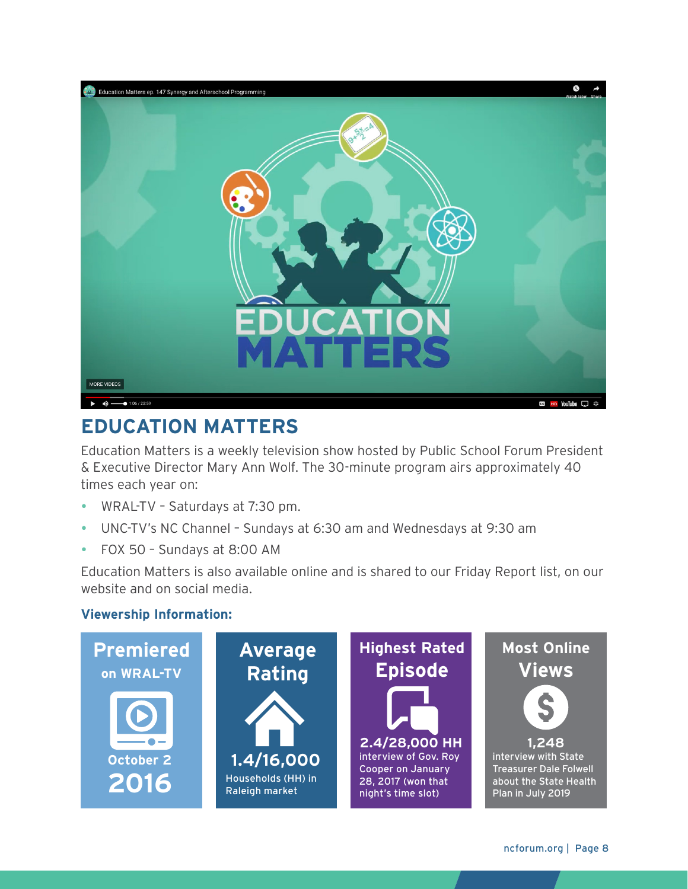## EDUCATION MATTERS

Education Matters is a weekly television show hosted by Public School Forum President & Executive Director Mary Ann Wolf. The 30-minute program airs approximately 40 times each year on:

- WRAL-TV – Saturdays at 7:30 pm.
- UNC-TV's NC Channel – Sundays at 6:30 am and Wednesdays at 9:30 am
- FOX 50 – Sundays at 8:00 AM

Education Matters is also available online and is shared to our Friday Report list, on our website and on social media.

### Viewership Information:

**Premiered on WRAL-TV**
October 2 2016

**Average Rating**
1.4/16,000
Households (HH) in Raleigh market

**Highest Rated Episode**
2.4/28,000 HH
interview of Gov. Roy Cooper on January 28, 2017 (won that night's time slot)

**Most Online Views**
1,248
interview with State Treasurer Dale Folwell about the State Health Plan in July 2019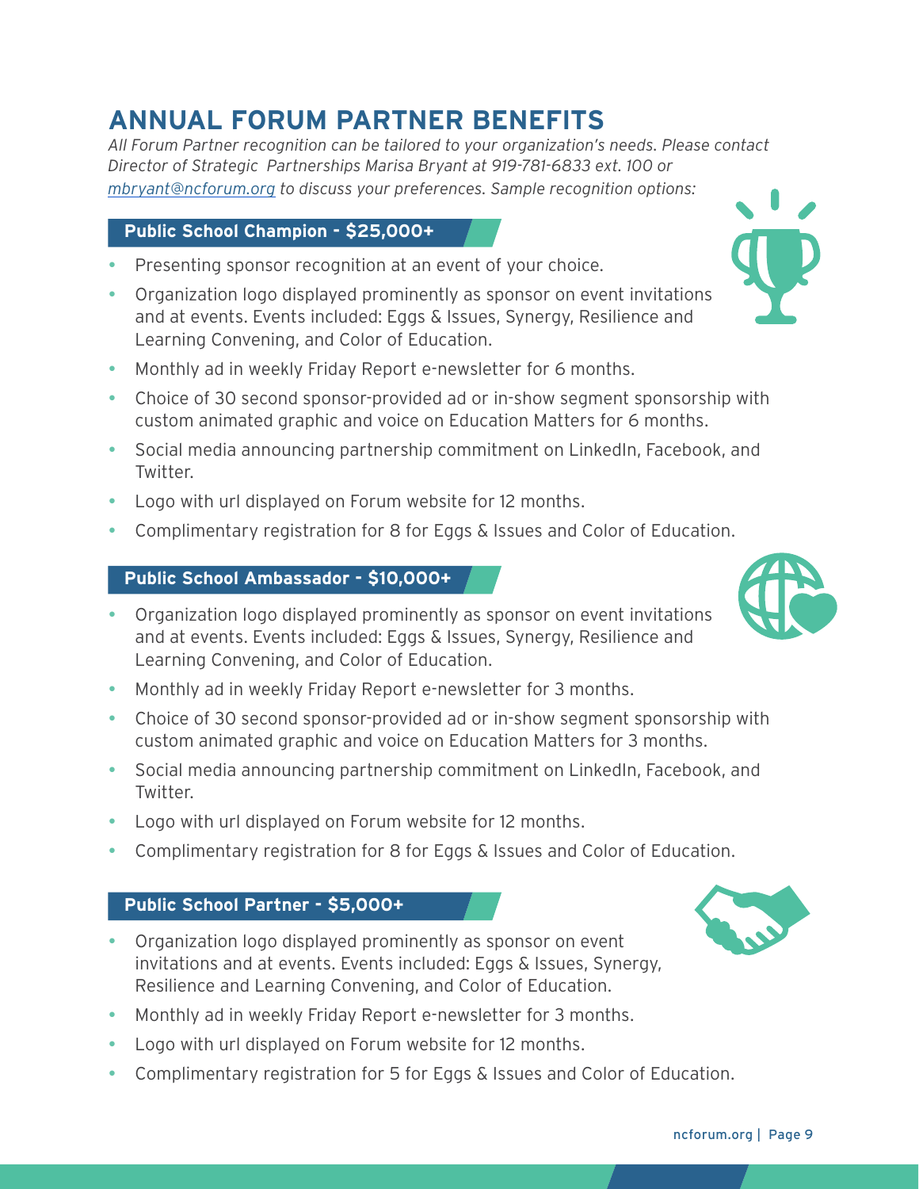# ANNUAL FORUM PARTNER BENEFITS

*All Forum Partner recognition can be tailored to your organization's needs. Please contact Director of Strategic Partnerships Marisa Bryant at 919-781-6833 ext. 100 or [mbryant@ncforum.org](mailto:mbryant@ncforum.org) to discuss your preferences. Sample recognition options:*

## Public School Champion - $25,000+

- Presenting sponsor recognition at an event of your choice.
- Organization logo displayed prominently as sponsor on event invitations and at events. Events included: Eggs & Issues, Synergy, Resilience and Learning Convening, and Color of Education.
- Monthly ad in weekly Friday Report e-newsletter for 6 months.
- Choice of 30 second sponsor-provided ad or in-show segment sponsorship with custom animated graphic and voice on Education Matters for 6 months.
- Social media announcing partnership commitment on LinkedIn, Facebook, and Twitter.
- Logo with url displayed on Forum website for 12 months.
- Complimentary registration for 8 for Eggs & Issues and Color of Education.

## Public School Ambassador - $10,000+

- Organization logo displayed prominently as sponsor on event invitations and at events. Events included: Eggs & Issues, Synergy, Resilience and Learning Convening, and Color of Education.
- Monthly ad in weekly Friday Report e-newsletter for 3 months.
- Choice of 30 second sponsor-provided ad or in-show segment sponsorship with custom animated graphic and voice on Education Matters for 3 months.
- Social media announcing partnership commitment on LinkedIn, Facebook, and Twitter.
- Logo with url displayed on Forum website for 12 months.
- Complimentary registration for 8 for Eggs & Issues and Color of Education.

## Public School Partner - $5,000+

- Organization logo displayed prominently as sponsor on event invitations and at events. Events included: Eggs & Issues, Synergy, Resilience and Learning Convening, and Color of Education.
- Monthly ad in weekly Friday Report e-newsletter for 3 months.
- Logo with url displayed on Forum website for 12 months.
- Complimentary registration for 5 for Eggs & Issues and Color of Education.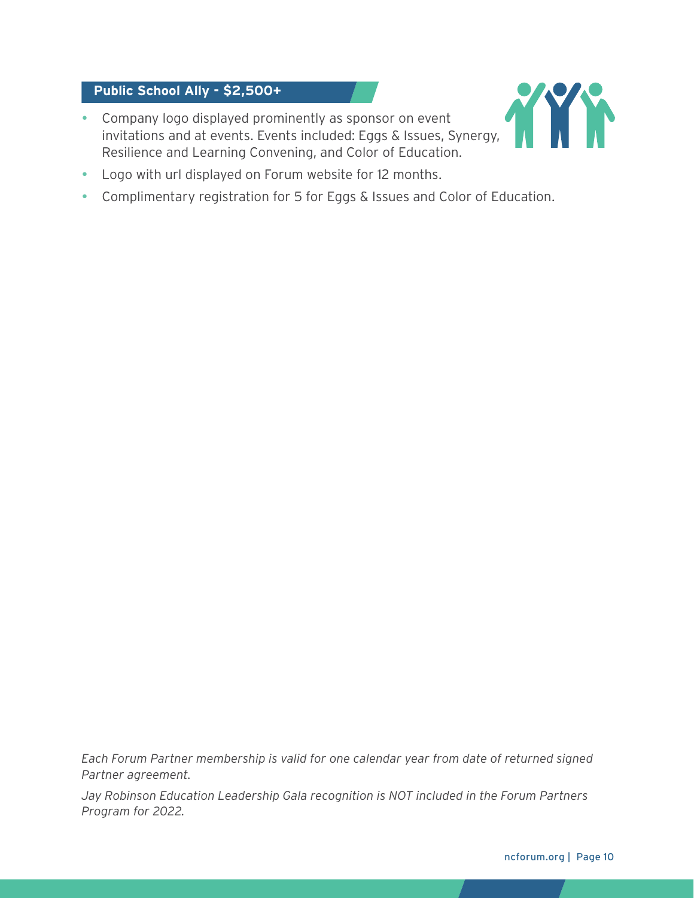### Public School Ally - $2,500+

- Company logo displayed prominently as sponsor on event invitations and at events. Events included: Eggs & Issues, Synergy, Resilience and Learning Convening, and Color of Education.
- Logo with url displayed on Forum website for 12 months.
- Complimentary registration for 5 for Eggs & Issues and Color of Education.

*Each Forum Partner membership is valid for one calendar year from date of returned signed Partner agreement.*

*Jay Robinson Education Leadership Gala recognition is NOT included in the Forum Partners Program for 2022.*